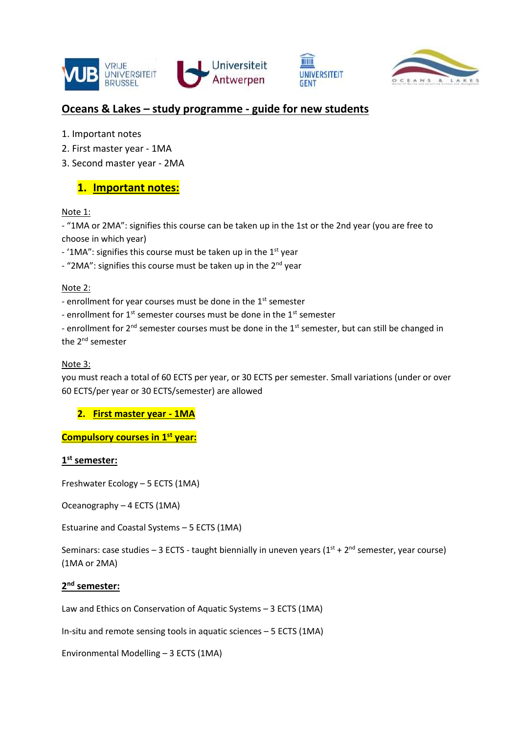# Oceans & Lakes – study programme - guide for new students

1. Important notes
2. First master year - 1MA
3. Second master year - 2MA

## 1. Important notes:

Note 1:

- "1MA or 2MA": signifies this course can be taken up in the 1st or the 2nd year (you are free to choose in which year)
- '1MA": signifies this course must be taken up in the 1st year
- "2MA": signifies this course must be taken up in the 2nd year

Note 2:

- enrollment for year courses must be done in the 1st semester
- enrollment for 1st semester courses must be done in the 1st semester
- enrollment for 2nd semester courses must be done in the 1st semester, but can still be changed in the 2nd semester

Note 3:

you must reach a total of 60 ECTS per year, or 30 ECTS per semester. Small variations (under or over 60 ECTS/per year or 30 ECTS/semester) are allowed

## 2. First master year - 1MA

### Compulsory courses in 1st year:

#### 1st semester:

Freshwater Ecology – 5 ECTS (1MA)

Oceanography – 4 ECTS (1MA)

Estuarine and Coastal Systems – 5 ECTS (1MA)

Seminars: case studies – 3 ECTS - taught biennially in uneven years (1st + 2nd semester, year course) (1MA or 2MA)

#### 2nd semester:

Law and Ethics on Conservation of Aquatic Systems – 3 ECTS (1MA)

In-situ and remote sensing tools in aquatic sciences – 5 ECTS (1MA)

Environmental Modelling – 3 ECTS (1MA)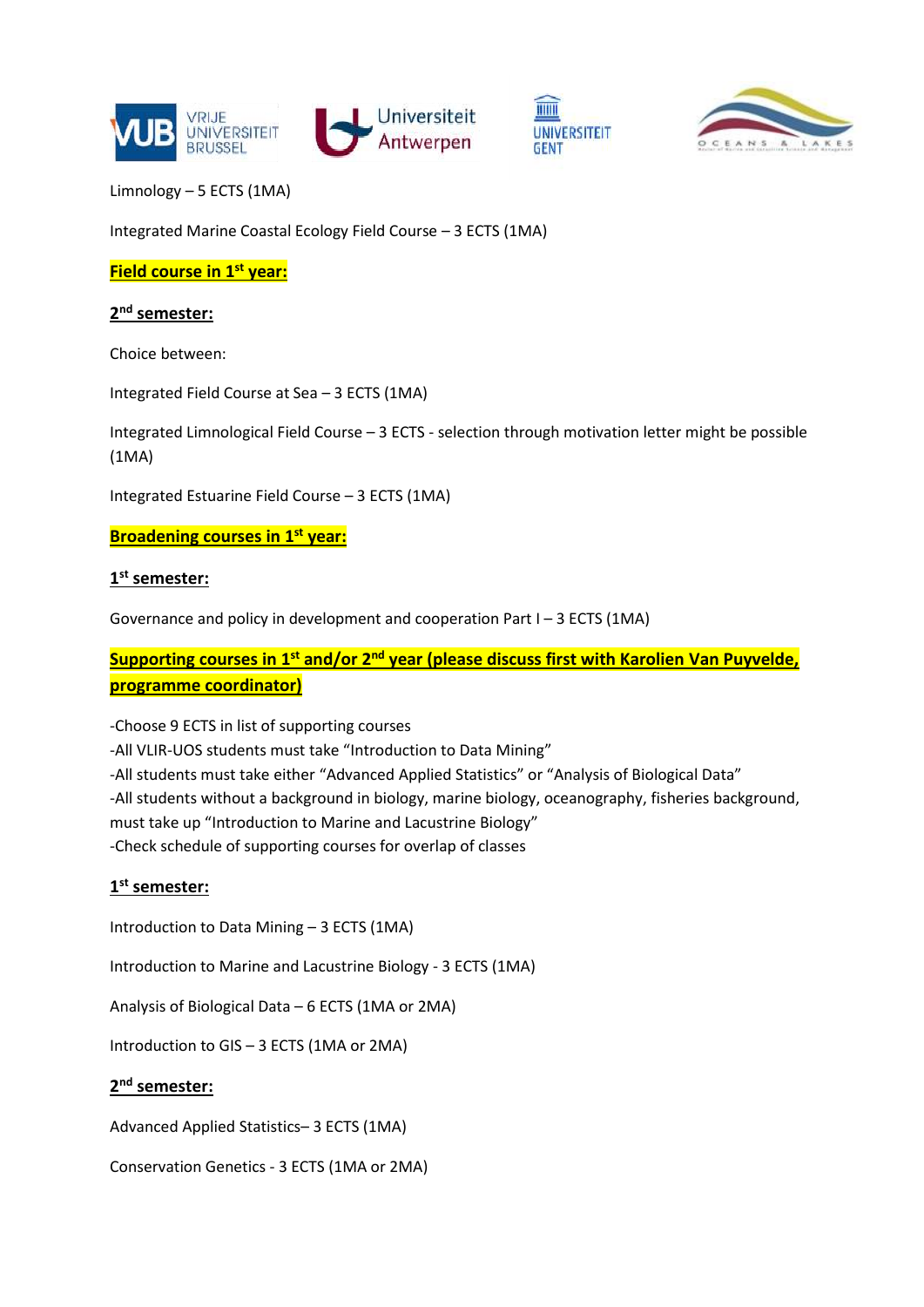Limnology – 5 ECTS (1MA)

Integrated Marine Coastal Ecology Field Course – 3 ECTS (1MA)

**Field course in 1st year:**

**2nd semester:**

Choice between:

Integrated Field Course at Sea – 3 ECTS (1MA)

Integrated Limnological Field Course – 3 ECTS - selection through motivation letter might be possible (1MA)

Integrated Estuarine Field Course – 3 ECTS (1MA)

**Broadening courses in 1st year:**

**1st semester:**

Governance and policy in development and cooperation Part I – 3 ECTS (1MA)

**Supporting courses in 1st and/or 2nd year (please discuss first with Karolien Van Puyvelde, programme coordinator)**

- Choose 9 ECTS in list of supporting courses
- All VLIR-UOS students must take "Introduction to Data Mining"
- All students must take either "Advanced Applied Statistics" or "Analysis of Biological Data"
- All students without a background in biology, marine biology, oceanography, fisheries background, must take up "Introduction to Marine and Lacustrine Biology"
- Check schedule of supporting courses for overlap of classes

**1st semester:**

Introduction to Data Mining – 3 ECTS (1MA)

Introduction to Marine and Lacustrine Biology - 3 ECTS (1MA)

Analysis of Biological Data – 6 ECTS (1MA or 2MA)

Introduction to GIS – 3 ECTS (1MA or 2MA)

**2nd semester:**

Advanced Applied Statistics– 3 ECTS (1MA)

Conservation Genetics - 3 ECTS (1MA or 2MA)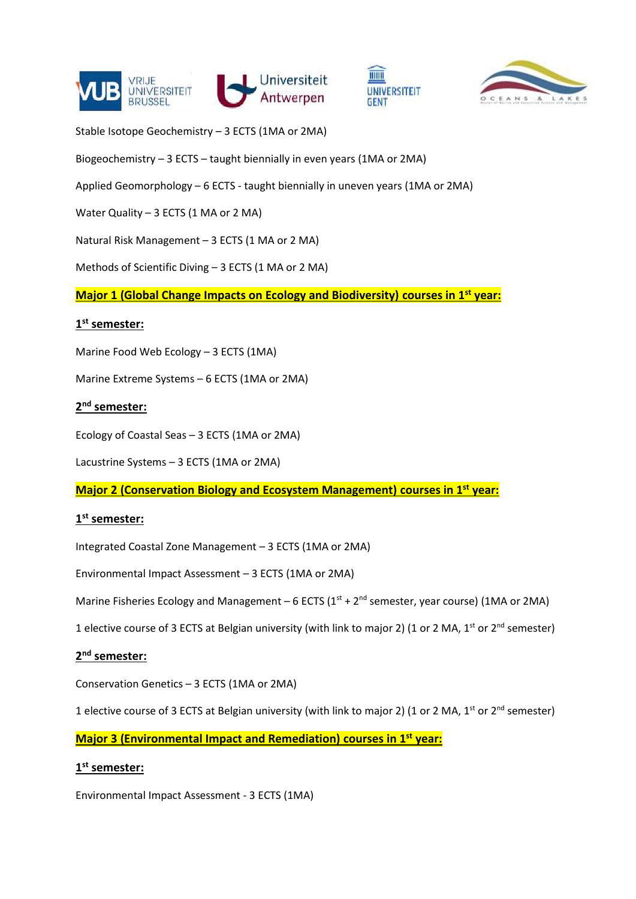Stable Isotope Geochemistry – 3 ECTS (1MA or 2MA)

Biogeochemistry – 3 ECTS – taught biennially in even years (1MA or 2MA)

Applied Geomorphology – 6 ECTS - taught biennially in uneven years (1MA or 2MA)

Water Quality – 3 ECTS (1 MA or 2 MA)

Natural Risk Management – 3 ECTS (1 MA or 2 MA)

Methods of Scientific Diving – 3 ECTS (1 MA or 2 MA)

**Major 1 (Global Change Impacts on Ecology and Biodiversity) courses in 1st year:**

**1st semester:**

Marine Food Web Ecology – 3 ECTS (1MA)

Marine Extreme Systems – 6 ECTS (1MA or 2MA)

**2nd semester:**

Ecology of Coastal Seas – 3 ECTS (1MA or 2MA)

Lacustrine Systems – 3 ECTS (1MA or 2MA)

**Major 2 (Conservation Biology and Ecosystem Management) courses in 1st year:**

**1st semester:**

Integrated Coastal Zone Management – 3 ECTS (1MA or 2MA)

Environmental Impact Assessment – 3 ECTS (1MA or 2MA)

Marine Fisheries Ecology and Management – 6 ECTS (1st + 2nd semester, year course) (1MA or 2MA)

1 elective course of 3 ECTS at Belgian university (with link to major 2) (1 or 2 MA, 1st or 2nd semester)

**2nd semester:**

Conservation Genetics – 3 ECTS (1MA or 2MA)

1 elective course of 3 ECTS at Belgian university (with link to major 2) (1 or 2 MA, 1st or 2nd semester)

**Major 3 (Environmental Impact and Remediation) courses in 1st year:**

**1st semester:**

Environmental Impact Assessment - 3 ECTS (1MA)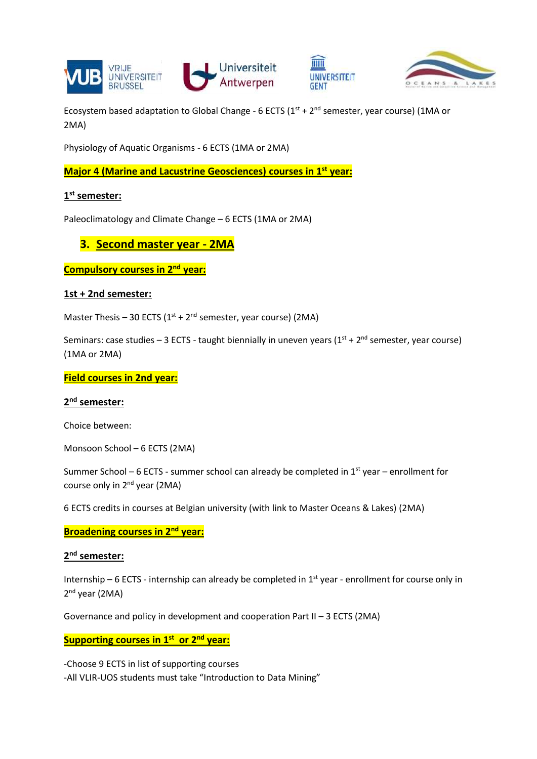Ecosystem based adaptation to Global Change - 6 ECTS (1st + 2nd semester, year course) (1MA or 2MA)

Physiology of Aquatic Organisms - 6 ECTS (1MA or 2MA)

**Major 4 (Marine and Lacustrine Geosciences) courses in 1st year:**

**1st semester:**

Paleoclimatology and Climate Change – 6 ECTS (1MA or 2MA)

## 3. Second master year - 2MA

**Compulsory courses in 2nd year:**

**1st + 2nd semester:**

Master Thesis – 30 ECTS (1st + 2nd semester, year course) (2MA)

Seminars: case studies – 3 ECTS - taught biennially in uneven years (1st + 2nd semester, year course) (1MA or 2MA)

**Field courses in 2nd year:**

**2nd semester:**

Choice between:

Monsoon School – 6 ECTS (2MA)

Summer School – 6 ECTS - summer school can already be completed in 1st year – enrollment for course only in 2nd year (2MA)

6 ECTS credits in courses at Belgian university (with link to Master Oceans & Lakes) (2MA)

**Broadening courses in 2nd year:**

**2nd semester:**

Internship – 6 ECTS - internship can already be completed in 1st year - enrollment for course only in 2nd year (2MA)

Governance and policy in development and cooperation Part II – 3 ECTS (2MA)

**Supporting courses in 1st or 2nd year:**

-Choose 9 ECTS in list of supporting courses
-All VLIR-UOS students must take "Introduction to Data Mining"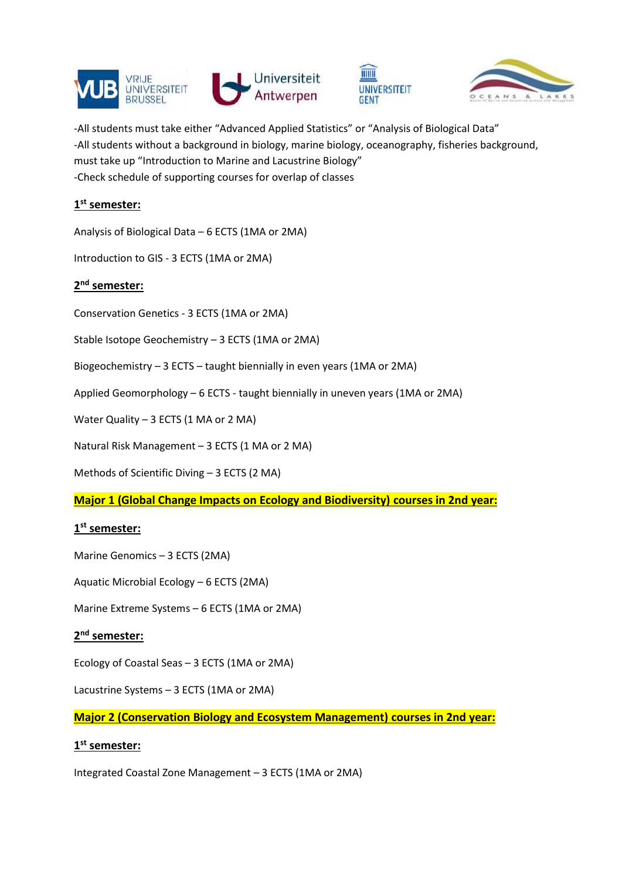-All students must take either “Advanced Applied Statistics” or “Analysis of Biological Data”
-All students without a background in biology, marine biology, oceanography, fisheries background, must take up “Introduction to Marine and Lacustrine Biology”
-Check schedule of supporting courses for overlap of classes

**1st semester:**

Analysis of Biological Data – 6 ECTS (1MA or 2MA)

Introduction to GIS - 3 ECTS (1MA or 2MA)

**2nd semester:**

Conservation Genetics - 3 ECTS (1MA or 2MA)

Stable Isotope Geochemistry – 3 ECTS (1MA or 2MA)

Biogeochemistry – 3 ECTS – taught biennially in even years (1MA or 2MA)

Applied Geomorphology – 6 ECTS - taught biennially in uneven years (1MA or 2MA)

Water Quality – 3 ECTS (1 MA or 2 MA)

Natural Risk Management – 3 ECTS (1 MA or 2 MA)

Methods of Scientific Diving – 3 ECTS (2 MA)

**Major 1 (Global Change Impacts on Ecology and Biodiversity) courses in 2nd year:**

**1st semester:**

Marine Genomics – 3 ECTS (2MA)

Aquatic Microbial Ecology – 6 ECTS (2MA)

Marine Extreme Systems – 6 ECTS (1MA or 2MA)

**2nd semester:**

Ecology of Coastal Seas – 3 ECTS (1MA or 2MA)

Lacustrine Systems – 3 ECTS (1MA or 2MA)

**Major 2 (Conservation Biology and Ecosystem Management) courses in 2nd year:**

**1st semester:**

Integrated Coastal Zone Management – 3 ECTS (1MA or 2MA)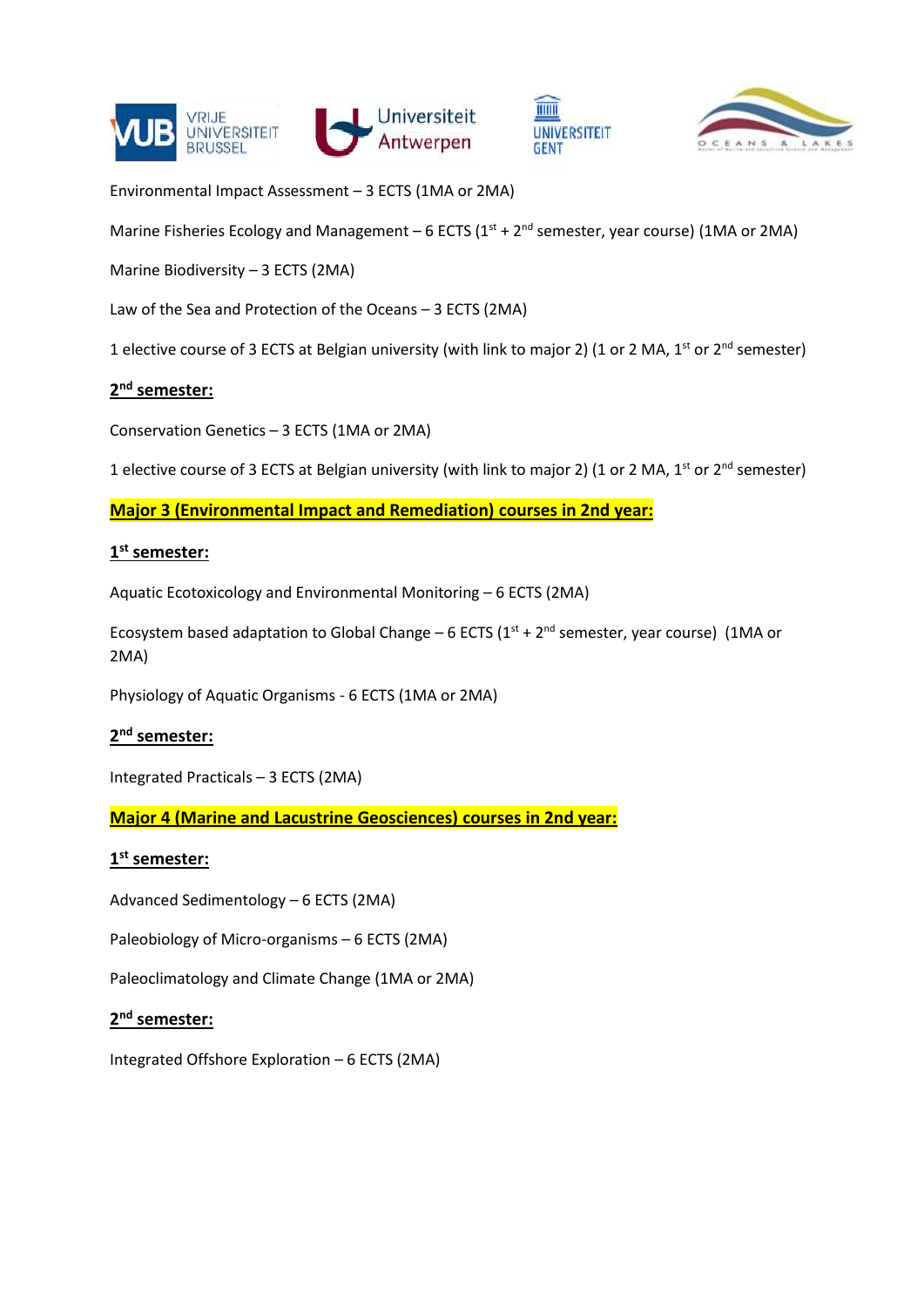Environmental Impact Assessment – 3 ECTS (1MA or 2MA)

Marine Fisheries Ecology and Management – 6 ECTS (1st + 2nd semester, year course) (1MA or 2MA)

Marine Biodiversity – 3 ECTS (2MA)

Law of the Sea and Protection of the Oceans – 3 ECTS (2MA)

1 elective course of 3 ECTS at Belgian university (with link to major 2) (1 or 2 MA, 1st or 2nd semester)

**2nd semester:**

Conservation Genetics – 3 ECTS (1MA or 2MA)

1 elective course of 3 ECTS at Belgian university (with link to major 2) (1 or 2 MA, 1st or 2nd semester)

**Major 3 (Environmental Impact and Remediation) courses in 2nd year:**

**1st semester:**

Aquatic Ecotoxicology and Environmental Monitoring – 6 ECTS (2MA)

Ecosystem based adaptation to Global Change – 6 ECTS (1st + 2nd semester, year course) (1MA or 2MA)

Physiology of Aquatic Organisms - 6 ECTS (1MA or 2MA)

**2nd semester:**

Integrated Practicals – 3 ECTS (2MA)

**Major 4 (Marine and Lacustrine Geosciences) courses in 2nd year:**

**1st semester:**

Advanced Sedimentology – 6 ECTS (2MA)

Paleobiology of Micro-organisms – 6 ECTS (2MA)

Paleoclimatology and Climate Change (1MA or 2MA)

**2nd semester:**

Integrated Offshore Exploration – 6 ECTS (2MA)